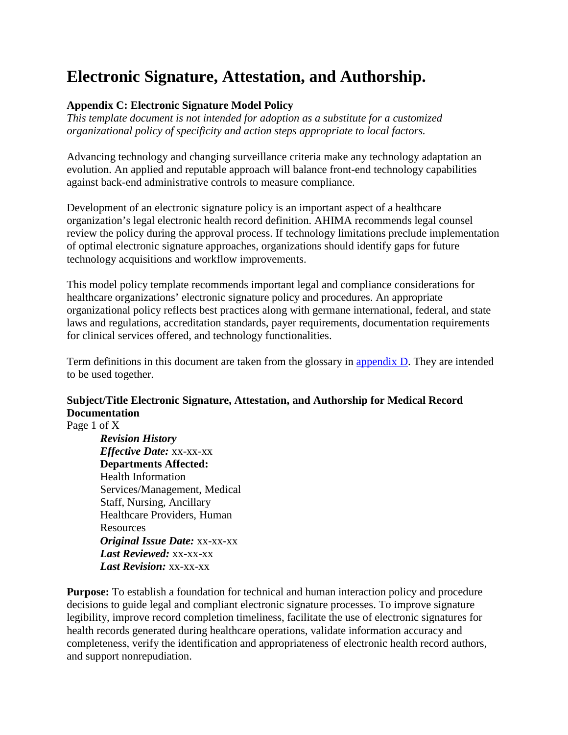# Electronic Signature, Attestation, and Authorship.

**Appendix C: Electronic Signature Model Policy**
*This template document is not intended for adoption as a substitute for a customized organizational policy of specificity and action steps appropriate to local factors.*

Advancing technology and changing surveillance criteria make any technology adaptation an evolution. An applied and reputable approach will balance front-end technology capabilities against back-end administrative controls to measure compliance.

Development of an electronic signature policy is an important aspect of a healthcare organization's legal electronic health record definition. AHIMA recommends legal counsel review the policy during the approval process. If technology limitations preclude implementation of optimal electronic signature approaches, organizations should identify gaps for future technology acquisitions and workflow improvements.

This model policy template recommends important legal and compliance considerations for healthcare organizations' electronic signature policy and procedures. An appropriate organizational policy reflects best practices along with germane international, federal, and state laws and regulations, accreditation standards, payer requirements, documentation requirements for clinical services offered, and technology functionalities.

Term definitions in this document are taken from the glossary in appendix D. They are intended to be used together.

**Subject/Title Electronic Signature, Attestation, and Authorship for Medical Record Documentation**
Page 1 of X

> ***Revision History***
> ***Effective Date:*** xx-xx-xx
> **Departments Affected:**
> Health Information Services/Management, Medical Staff, Nursing, Ancillary Healthcare Providers, Human Resources
> ***Original Issue Date:*** xx-xx-xx
> ***Last Reviewed:*** xx-xx-xx
> ***Last Revision:*** xx-xx-xx

**Purpose:** To establish a foundation for technical and human interaction policy and procedure decisions to guide legal and compliant electronic signature processes. To improve signature legibility, improve record completion timeliness, facilitate the use of electronic signatures for health records generated during healthcare operations, validate information accuracy and completeness, verify the identification and appropriateness of electronic health record authors, and support nonrepudiation.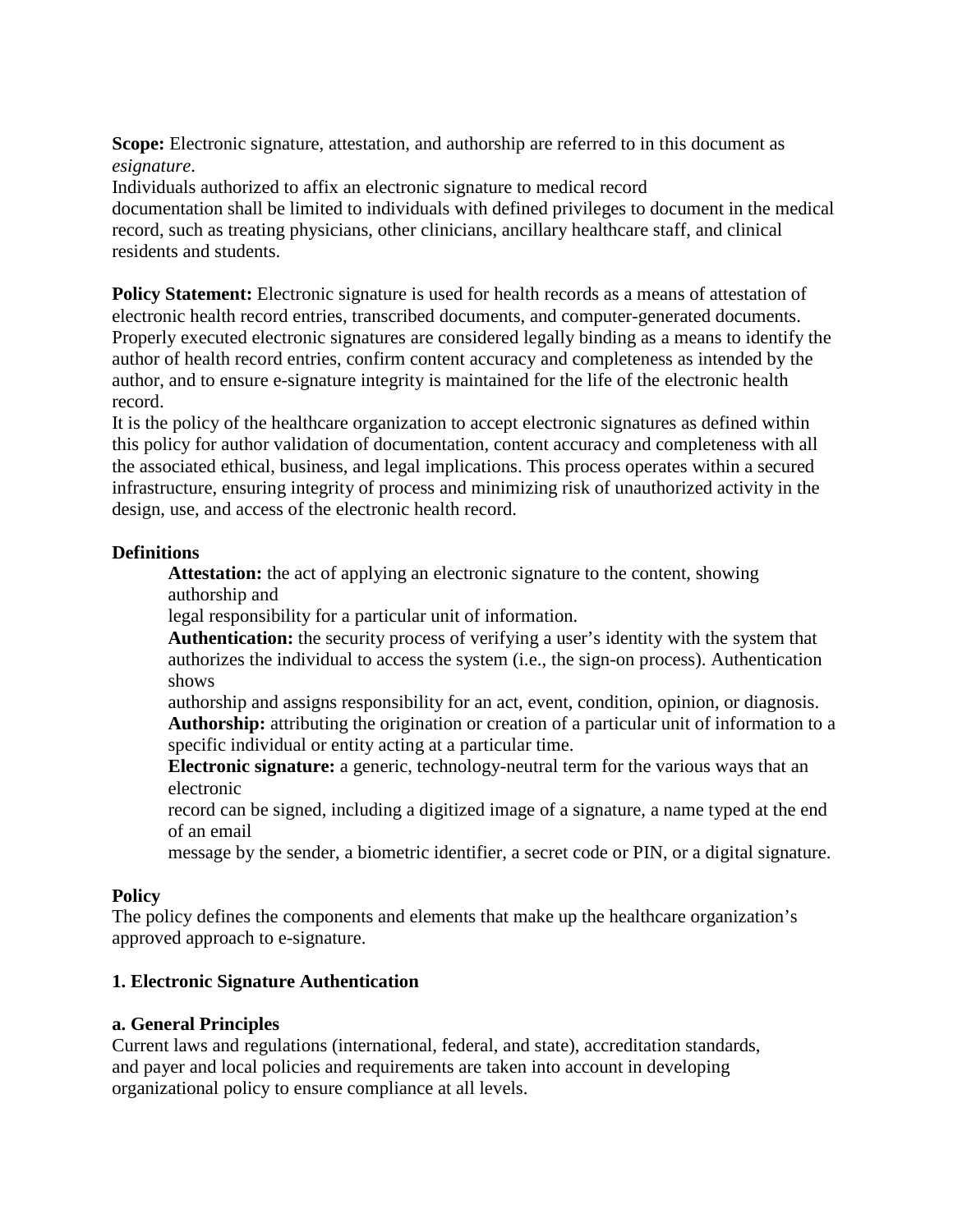**Scope:** Electronic signature, attestation, and authorship are referred to in this document as *esignature*.
Individuals authorized to affix an electronic signature to medical record documentation shall be limited to individuals with defined privileges to document in the medical record, such as treating physicians, other clinicians, ancillary healthcare staff, and clinical residents and students.

**Policy Statement:** Electronic signature is used for health records as a means of attestation of electronic health record entries, transcribed documents, and computer-generated documents. Properly executed electronic signatures are considered legally binding as a means to identify the author of health record entries, confirm content accuracy and completeness as intended by the author, and to ensure e-signature integrity is maintained for the life of the electronic health record.
It is the policy of the healthcare organization to accept electronic signatures as defined within this policy for author validation of documentation, content accuracy and completeness with all the associated ethical, business, and legal implications. This process operates within a secured infrastructure, ensuring integrity of process and minimizing risk of unauthorized activity in the design, use, and access of the electronic health record.

**Definitions**

**Attestation:** the act of applying an electronic signature to the content, showing authorship and legal responsibility for a particular unit of information.
**Authentication:** the security process of verifying a user's identity with the system that authorizes the individual to access the system (i.e., the sign-on process). Authentication shows authorship and assigns responsibility for an act, event, condition, opinion, or diagnosis.
**Authorship:** attributing the origination or creation of a particular unit of information to a specific individual or entity acting at a particular time.
**Electronic signature:** a generic, technology-neutral term for the various ways that an electronic record can be signed, including a digitized image of a signature, a name typed at the end of an email message by the sender, a biometric identifier, a secret code or PIN, or a digital signature.

**Policy**
The policy defines the components and elements that make up the healthcare organization's approved approach to e-signature.

**1. Electronic Signature Authentication**

**a. General Principles**
Current laws and regulations (international, federal, and state), accreditation standards, and payer and local policies and requirements are taken into account in developing organizational policy to ensure compliance at all levels.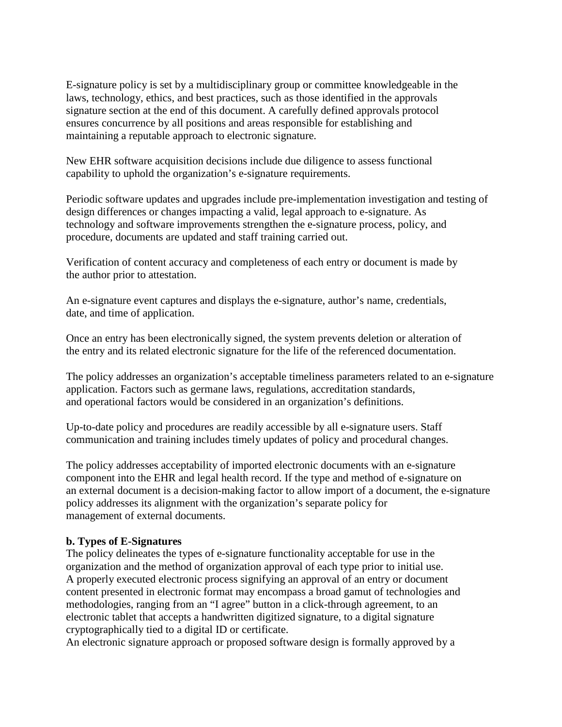E-signature policy is set by a multidisciplinary group or committee knowledgeable in the laws, technology, ethics, and best practices, such as those identified in the approvals signature section at the end of this document. A carefully defined approvals protocol ensures concurrence by all positions and areas responsible for establishing and maintaining a reputable approach to electronic signature.

New EHR software acquisition decisions include due diligence to assess functional capability to uphold the organization's e-signature requirements.

Periodic software updates and upgrades include pre-implementation investigation and testing of design differences or changes impacting a valid, legal approach to e-signature. As technology and software improvements strengthen the e-signature process, policy, and procedure, documents are updated and staff training carried out.

Verification of content accuracy and completeness of each entry or document is made by the author prior to attestation.

An e-signature event captures and displays the e-signature, author's name, credentials, date, and time of application.

Once an entry has been electronically signed, the system prevents deletion or alteration of the entry and its related electronic signature for the life of the referenced documentation.

The policy addresses an organization's acceptable timeliness parameters related to an e-signature application. Factors such as germane laws, regulations, accreditation standards, and operational factors would be considered in an organization's definitions.

Up-to-date policy and procedures are readily accessible by all e-signature users. Staff communication and training includes timely updates of policy and procedural changes.

The policy addresses acceptability of imported electronic documents with an e-signature component into the EHR and legal health record. If the type and method of e-signature on an external document is a decision-making factor to allow import of a document, the e-signature policy addresses its alignment with the organization's separate policy for management of external documents.

**b. Types of E-Signatures**

The policy delineates the types of e-signature functionality acceptable for use in the organization and the method of organization approval of each type prior to initial use. A properly executed electronic process signifying an approval of an entry or document content presented in electronic format may encompass a broad gamut of technologies and methodologies, ranging from an "I agree" button in a click-through agreement, to an electronic tablet that accepts a handwritten digitized signature, to a digital signature cryptographically tied to a digital ID or certificate.

An electronic signature approach or proposed software design is formally approved by a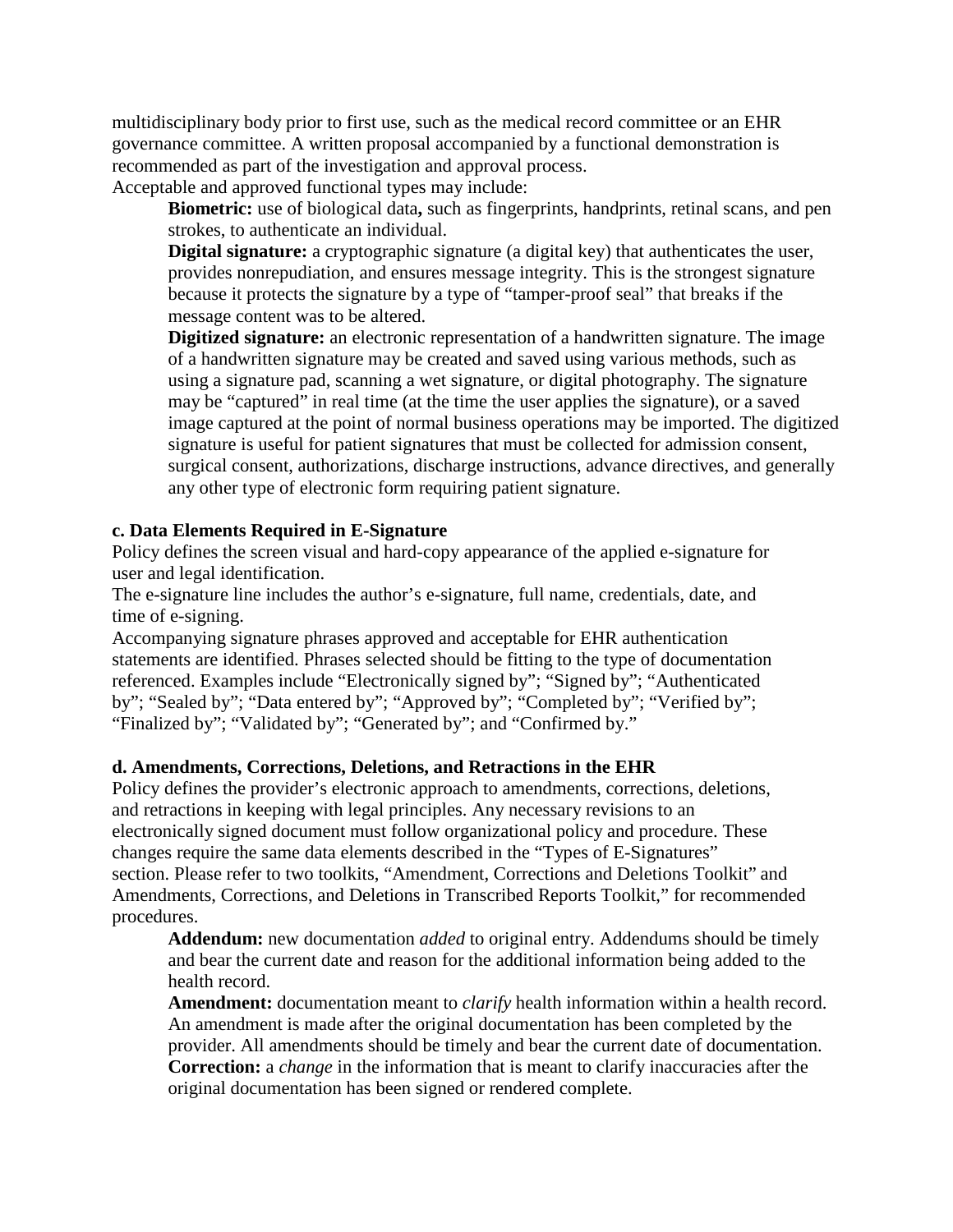multidisciplinary body prior to first use, such as the medical record committee or an EHR governance committee. A written proposal accompanied by a functional demonstration is recommended as part of the investigation and approval process.

Acceptable and approved functional types may include:

**Biometric:** use of biological data**,** such as fingerprints, handprints, retinal scans, and pen strokes, to authenticate an individual.

**Digital signature:** a cryptographic signature (a digital key) that authenticates the user, provides nonrepudiation, and ensures message integrity. This is the strongest signature because it protects the signature by a type of "tamper-proof seal" that breaks if the message content was to be altered.

**Digitized signature:** an electronic representation of a handwritten signature. The image of a handwritten signature may be created and saved using various methods, such as using a signature pad, scanning a wet signature, or digital photography. The signature may be "captured" in real time (at the time the user applies the signature), or a saved image captured at the point of normal business operations may be imported. The digitized signature is useful for patient signatures that must be collected for admission consent, surgical consent, authorizations, discharge instructions, advance directives, and generally any other type of electronic form requiring patient signature.

**c. Data Elements Required in E-Signature**

Policy defines the screen visual and hard-copy appearance of the applied e-signature for user and legal identification.

The e-signature line includes the author's e-signature, full name, credentials, date, and time of e-signing.

Accompanying signature phrases approved and acceptable for EHR authentication statements are identified. Phrases selected should be fitting to the type of documentation referenced. Examples include "Electronically signed by"; "Signed by"; "Authenticated by"; "Sealed by"; "Data entered by"; "Approved by"; "Completed by"; "Verified by"; "Finalized by"; "Validated by"; "Generated by"; and "Confirmed by."

**d. Amendments, Corrections, Deletions, and Retractions in the EHR**

Policy defines the provider's electronic approach to amendments, corrections, deletions, and retractions in keeping with legal principles. Any necessary revisions to an electronically signed document must follow organizational policy and procedure. These changes require the same data elements described in the "Types of E-Signatures" section. Please refer to two toolkits, "Amendment, Corrections and Deletions Toolkit" and Amendments, Corrections, and Deletions in Transcribed Reports Toolkit," for recommended procedures.

**Addendum:** new documentation *added* to original entry. Addendums should be timely and bear the current date and reason for the additional information being added to the health record.

**Amendment:** documentation meant to *clarify* health information within a health record. An amendment is made after the original documentation has been completed by the provider. All amendments should be timely and bear the current date of documentation.

**Correction:** a *change* in the information that is meant to clarify inaccuracies after the original documentation has been signed or rendered complete.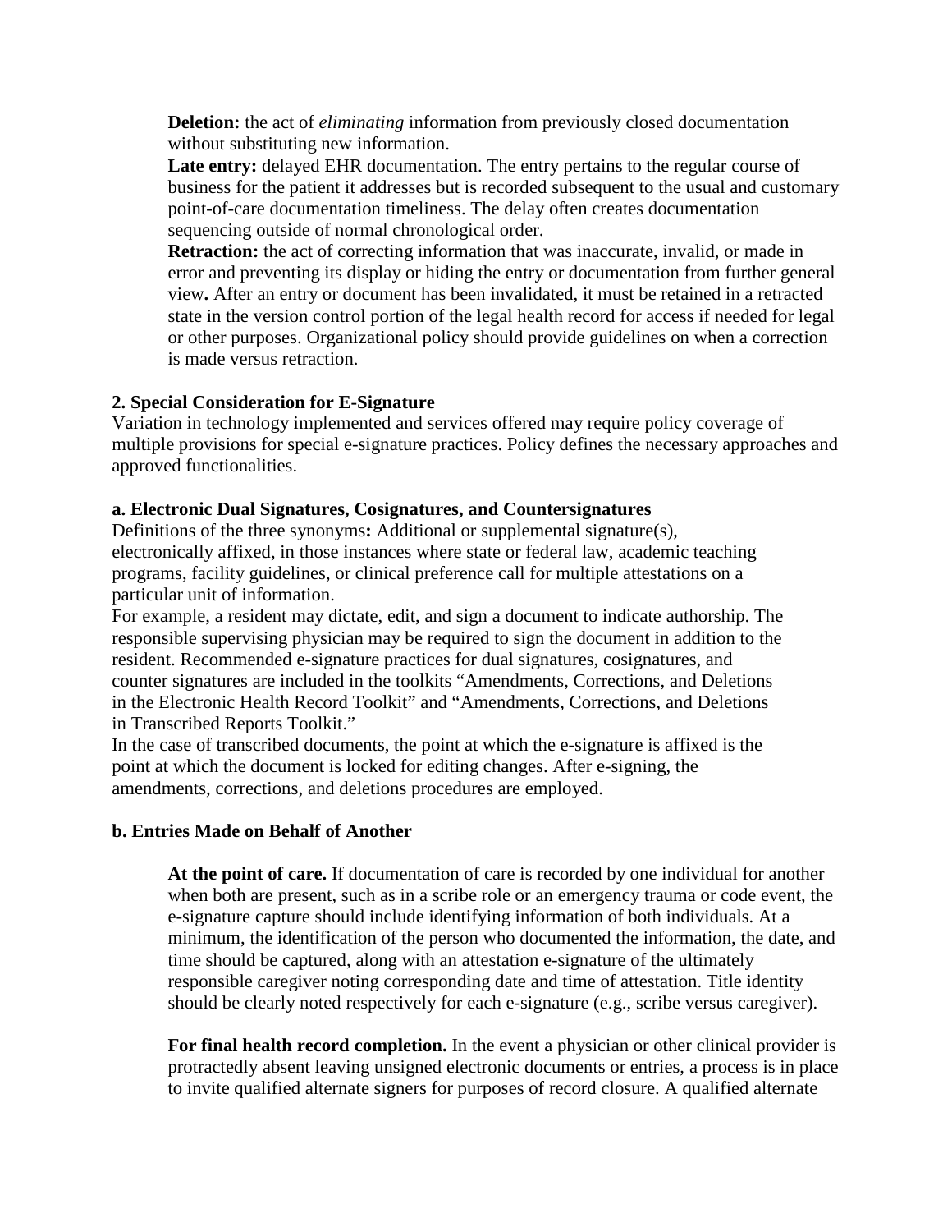**Deletion:** the act of *eliminating* information from previously closed documentation without substituting new information.

**Late entry:** delayed EHR documentation. The entry pertains to the regular course of business for the patient it addresses but is recorded subsequent to the usual and customary point-of-care documentation timeliness. The delay often creates documentation sequencing outside of normal chronological order.

**Retraction:** the act of correcting information that was inaccurate, invalid, or made in error and preventing its display or hiding the entry or documentation from further general view**.** After an entry or document has been invalidated, it must be retained in a retracted state in the version control portion of the legal health record for access if needed for legal or other purposes. Organizational policy should provide guidelines on when a correction is made versus retraction.

## 2. Special Consideration for E-Signature

Variation in technology implemented and services offered may require policy coverage of multiple provisions for special e-signature practices. Policy defines the necessary approaches and approved functionalities.

### a. Electronic Dual Signatures, Cosignatures, and Countersignatures

Definitions of the three synonyms**:** Additional or supplemental signature(s), electronically affixed, in those instances where state or federal law, academic teaching programs, facility guidelines, or clinical preference call for multiple attestations on a particular unit of information.

For example, a resident may dictate, edit, and sign a document to indicate authorship. The responsible supervising physician may be required to sign the document in addition to the resident. Recommended e-signature practices for dual signatures, cosignatures, and counter signatures are included in the toolkits "Amendments, Corrections, and Deletions in the Electronic Health Record Toolkit" and "Amendments, Corrections, and Deletions in Transcribed Reports Toolkit."

In the case of transcribed documents, the point at which the e-signature is affixed is the point at which the document is locked for editing changes. After e-signing, the amendments, corrections, and deletions procedures are employed.

### b. Entries Made on Behalf of Another

**At the point of care.** If documentation of care is recorded by one individual for another when both are present, such as in a scribe role or an emergency trauma or code event, the e-signature capture should include identifying information of both individuals. At a minimum, the identification of the person who documented the information, the date, and time should be captured, along with an attestation e-signature of the ultimately responsible caregiver noting corresponding date and time of attestation. Title identity should be clearly noted respectively for each e-signature (e.g., scribe versus caregiver).

**For final health record completion.** In the event a physician or other clinical provider is protractedly absent leaving unsigned electronic documents or entries, a process is in place to invite qualified alternate signers for purposes of record closure. A qualified alternate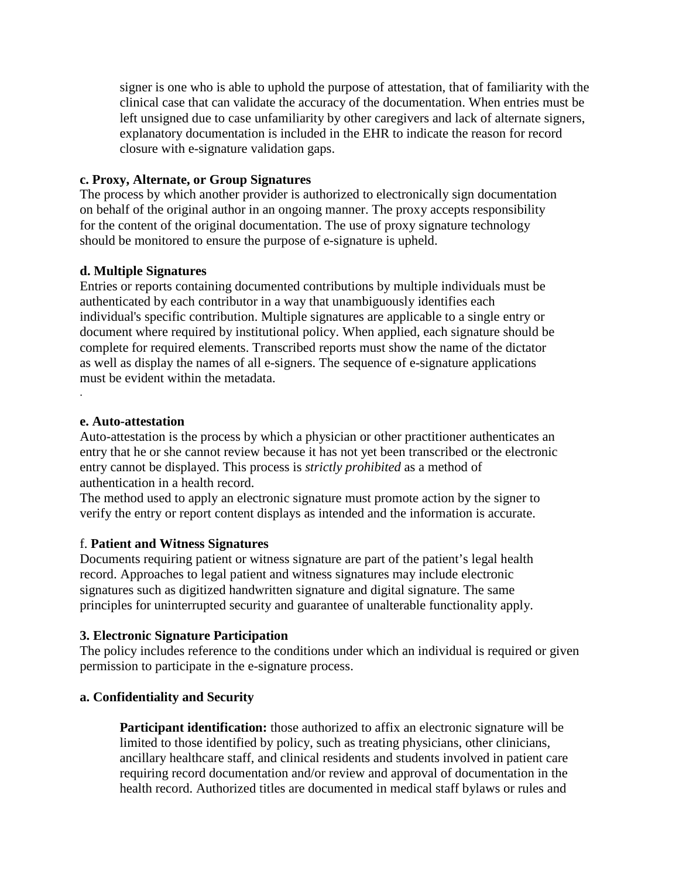signer is one who is able to uphold the purpose of attestation, that of familiarity with the clinical case that can validate the accuracy of the documentation. When entries must be left unsigned due to case unfamiliarity by other caregivers and lack of alternate signers, explanatory documentation is included in the EHR to indicate the reason for record closure with e-signature validation gaps.

**c. Proxy, Alternate, or Group Signatures**

The process by which another provider is authorized to electronically sign documentation on behalf of the original author in an ongoing manner. The proxy accepts responsibility for the content of the original documentation. The use of proxy signature technology should be monitored to ensure the purpose of e-signature is upheld.

**d. Multiple Signatures**

Entries or reports containing documented contributions by multiple individuals must be authenticated by each contributor in a way that unambiguously identifies each individual's specific contribution. Multiple signatures are applicable to a single entry or document where required by institutional policy. When applied, each signature should be complete for required elements. Transcribed reports must show the name of the dictator as well as display the names of all e-signers. The sequence of e-signature applications must be evident within the metadata.

.

**e. Auto-attestation**

Auto-attestation is the process by which a physician or other practitioner authenticates an entry that he or she cannot review because it has not yet been transcribed or the electronic entry cannot be displayed. This process is *strictly prohibited* as a method of authentication in a health record.

The method used to apply an electronic signature must promote action by the signer to verify the entry or report content displays as intended and the information is accurate.

f. **Patient and Witness Signatures**

Documents requiring patient or witness signature are part of the patient's legal health record. Approaches to legal patient and witness signatures may include electronic signatures such as digitized handwritten signature and digital signature. The same principles for uninterrupted security and guarantee of unalterable functionality apply.

**3. Electronic Signature Participation**

The policy includes reference to the conditions under which an individual is required or given permission to participate in the e-signature process.

**a. Confidentiality and Security**

**Participant identification:** those authorized to affix an electronic signature will be limited to those identified by policy, such as treating physicians, other clinicians, ancillary healthcare staff, and clinical residents and students involved in patient care requiring record documentation and/or review and approval of documentation in the health record. Authorized titles are documented in medical staff bylaws or rules and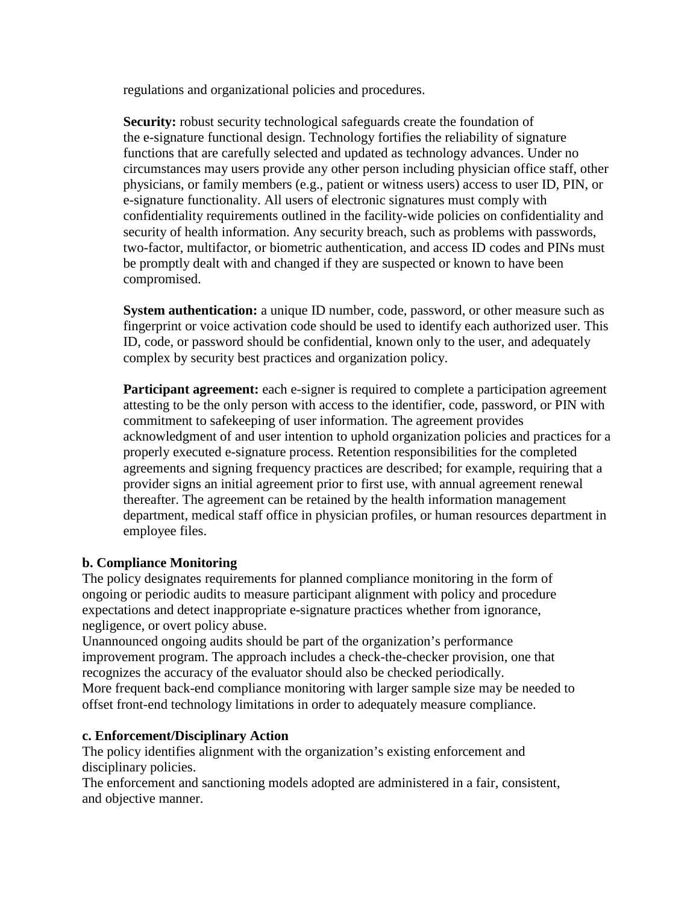regulations and organizational policies and procedures.

**Security:** robust security technological safeguards create the foundation of the e-signature functional design. Technology fortifies the reliability of signature functions that are carefully selected and updated as technology advances. Under no circumstances may users provide any other person including physician office staff, other physicians, or family members (e.g., patient or witness users) access to user ID, PIN, or e-signature functionality. All users of electronic signatures must comply with confidentiality requirements outlined in the facility-wide policies on confidentiality and security of health information. Any security breach, such as problems with passwords, two-factor, multifactor, or biometric authentication, and access ID codes and PINs must be promptly dealt with and changed if they are suspected or known to have been compromised.

**System authentication:** a unique ID number, code, password, or other measure such as fingerprint or voice activation code should be used to identify each authorized user. This ID, code, or password should be confidential, known only to the user, and adequately complex by security best practices and organization policy.

**Participant agreement:** each e-signer is required to complete a participation agreement attesting to be the only person with access to the identifier, code, password, or PIN with commitment to safekeeping of user information. The agreement provides acknowledgment of and user intention to uphold organization policies and practices for a properly executed e-signature process. Retention responsibilities for the completed agreements and signing frequency practices are described; for example, requiring that a provider signs an initial agreement prior to first use, with annual agreement renewal thereafter. The agreement can be retained by the health information management department, medical staff office in physician profiles, or human resources department in employee files.

**b. Compliance Monitoring**

The policy designates requirements for planned compliance monitoring in the form of ongoing or periodic audits to measure participant alignment with policy and procedure expectations and detect inappropriate e-signature practices whether from ignorance, negligence, or overt policy abuse.

Unannounced ongoing audits should be part of the organization's performance improvement program. The approach includes a check-the-checker provision, one that recognizes the accuracy of the evaluator should also be checked periodically.

More frequent back-end compliance monitoring with larger sample size may be needed to offset front-end technology limitations in order to adequately measure compliance.

**c. Enforcement/Disciplinary Action**

The policy identifies alignment with the organization's existing enforcement and disciplinary policies.

The enforcement and sanctioning models adopted are administered in a fair, consistent, and objective manner.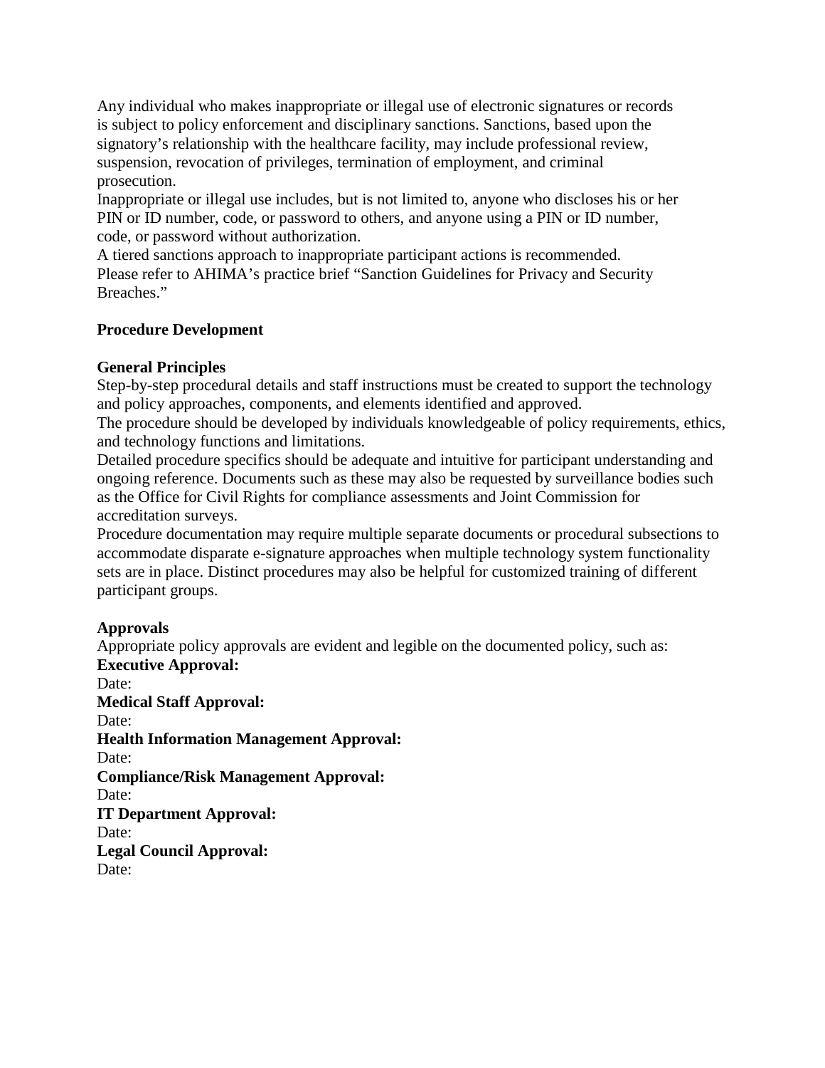Any individual who makes inappropriate or illegal use of electronic signatures or records is subject to policy enforcement and disciplinary sanctions. Sanctions, based upon the signatory's relationship with the healthcare facility, may include professional review, suspension, revocation of privileges, termination of employment, and criminal prosecution.

Inappropriate or illegal use includes, but is not limited to, anyone who discloses his or her PIN or ID number, code, or password to others, and anyone using a PIN or ID number, code, or password without authorization.

A tiered sanctions approach to inappropriate participant actions is recommended. Please refer to AHIMA's practice brief "Sanction Guidelines for Privacy and Security Breaches."

**Procedure Development**

**General Principles**

Step-by-step procedural details and staff instructions must be created to support the technology and policy approaches, components, and elements identified and approved.

The procedure should be developed by individuals knowledgeable of policy requirements, ethics, and technology functions and limitations.

Detailed procedure specifics should be adequate and intuitive for participant understanding and ongoing reference. Documents such as these may also be requested by surveillance bodies such as the Office for Civil Rights for compliance assessments and Joint Commission for accreditation surveys.

Procedure documentation may require multiple separate documents or procedural subsections to accommodate disparate e-signature approaches when multiple technology system functionality sets are in place. Distinct procedures may also be helpful for customized training of different participant groups.

**Approvals**

Appropriate policy approvals are evident and legible on the documented policy, such as:

**Executive Approval:**

Date:

**Medical Staff Approval:**

Date:

**Health Information Management Approval:**

Date:

**Compliance/Risk Management Approval:**

Date:

**IT Department Approval:**

Date:

**Legal Council Approval:**

Date: